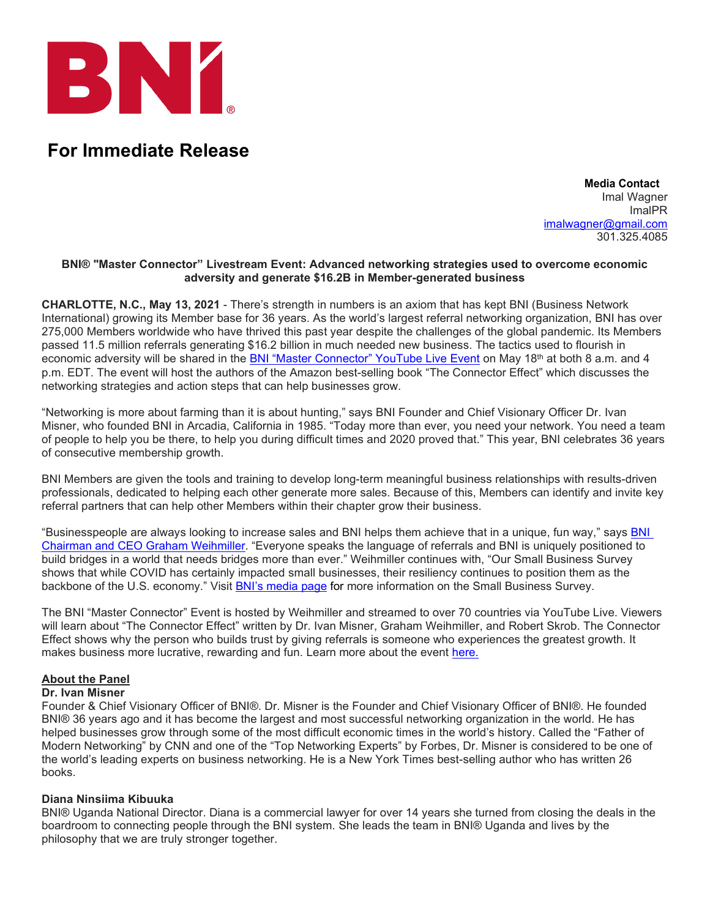BNI®

# For Immediate Release

**Media Contact**
Imal Wagner
ImalPR
imalwagner@gmail.com
301.325.4085

**BNI® "Master Connector" Livestream Event: Advanced networking strategies used to overcome economic adversity and generate $16.2B in Member-generated business**

**CHARLOTTE, N.C., May 13, 2021** - There's strength in numbers is an axiom that has kept BNI (Business Network International) growing its Member base for 36 years. As the world's largest referral networking organization, BNI has over 275,000 Members worldwide who have thrived this past year despite the challenges of the global pandemic. Its Members passed 11.5 million referrals generating $16.2 billion in much needed new business. The tactics used to flourish in economic adversity will be shared in the BNI "Master Connector" YouTube Live Event on May 18th at both 8 a.m. and 4 p.m. EDT. The event will host the authors of the Amazon best-selling book "The Connector Effect" which discusses the networking strategies and action steps that can help businesses grow.

"Networking is more about farming than it is about hunting," says BNI Founder and Chief Visionary Officer Dr. Ivan Misner, who founded BNI in Arcadia, California in 1985. "Today more than ever, you need your network. You need a team of people to help you be there, to help you during difficult times and 2020 proved that." This year, BNI celebrates 36 years of consecutive membership growth.

BNI Members are given the tools and training to develop long-term meaningful business relationships with results-driven professionals, dedicated to helping each other generate more sales. Because of this, Members can identify and invite key referral partners that can help other Members within their chapter grow their business.

"Businesspeople are always looking to increase sales and BNI helps them achieve that in a unique, fun way," says BNI Chairman and CEO Graham Weihmiller. "Everyone speaks the language of referrals and BNI is uniquely positioned to build bridges in a world that needs bridges more than ever." Weihmiller continues with, "Our Small Business Survey shows that while COVID has certainly impacted small businesses, their resiliency continues to position them as the backbone of the U.S. economy." Visit BNI's media page for more information on the Small Business Survey.

The BNI "Master Connector" Event is hosted by Weihmiller and streamed to over 70 countries via YouTube Live. Viewers will learn about "The Connector Effect" written by Dr. Ivan Misner, Graham Weihmiller, and Robert Skrob. The Connector Effect shows why the person who builds trust by giving referrals is someone who experiences the greatest growth. It makes business more lucrative, rewarding and fun. Learn more about the event here.

## About the Panel

### Dr. Ivan Misner

Founder & Chief Visionary Officer of BNI®. Dr. Misner is the Founder and Chief Visionary Officer of BNI®. He founded BNI® 36 years ago and it has become the largest and most successful networking organization in the world. He has helped businesses grow through some of the most difficult economic times in the world's history. Called the "Father of Modern Networking" by CNN and one of the "Top Networking Experts" by Forbes, Dr. Misner is considered to be one of the world's leading experts on business networking. He is a New York Times best-selling author who has written 26 books.

### Diana Ninsiima Kibuuka

BNI® Uganda National Director. Diana is a commercial lawyer for over 14 years she turned from closing the deals in the boardroom to connecting people through the BNI system. She leads the team in BNI® Uganda and lives by the philosophy that we are truly stronger together.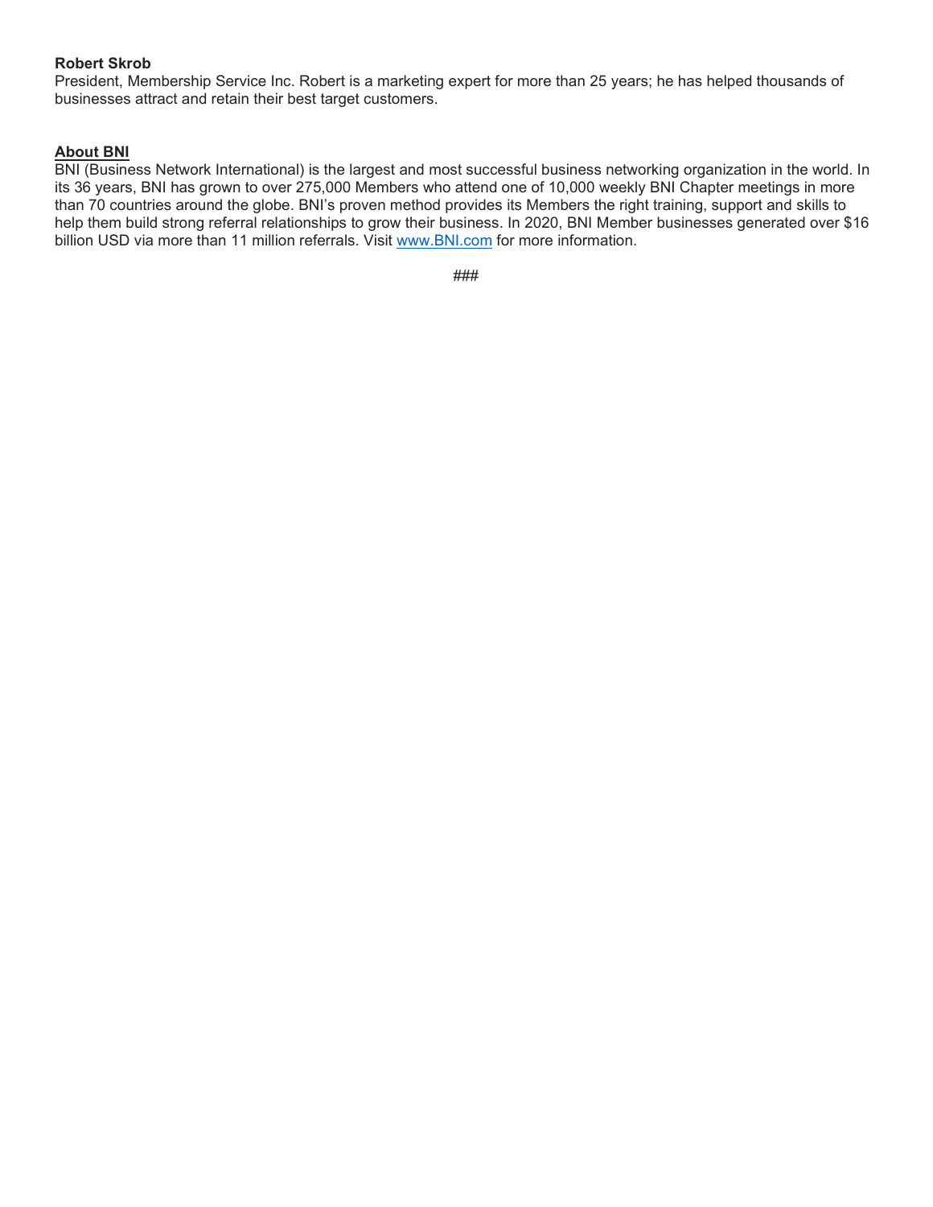**Robert Skrob**
President, Membership Service Inc. Robert is a marketing expert for more than 25 years; he has helped thousands of businesses attract and retain their best target customers.

**About BNI**

BNI (Business Network International) is the largest and most successful business networking organization in the world. In its 36 years, BNI has grown to over 275,000 Members who attend one of 10,000 weekly BNI Chapter meetings in more than 70 countries around the globe. BNI's proven method provides its Members the right training, support and skills to help them build strong referral relationships to grow their business. In 2020, BNI Member businesses generated over $16 billion USD via more than 11 million referrals. Visit www.BNI.com for more information.

###